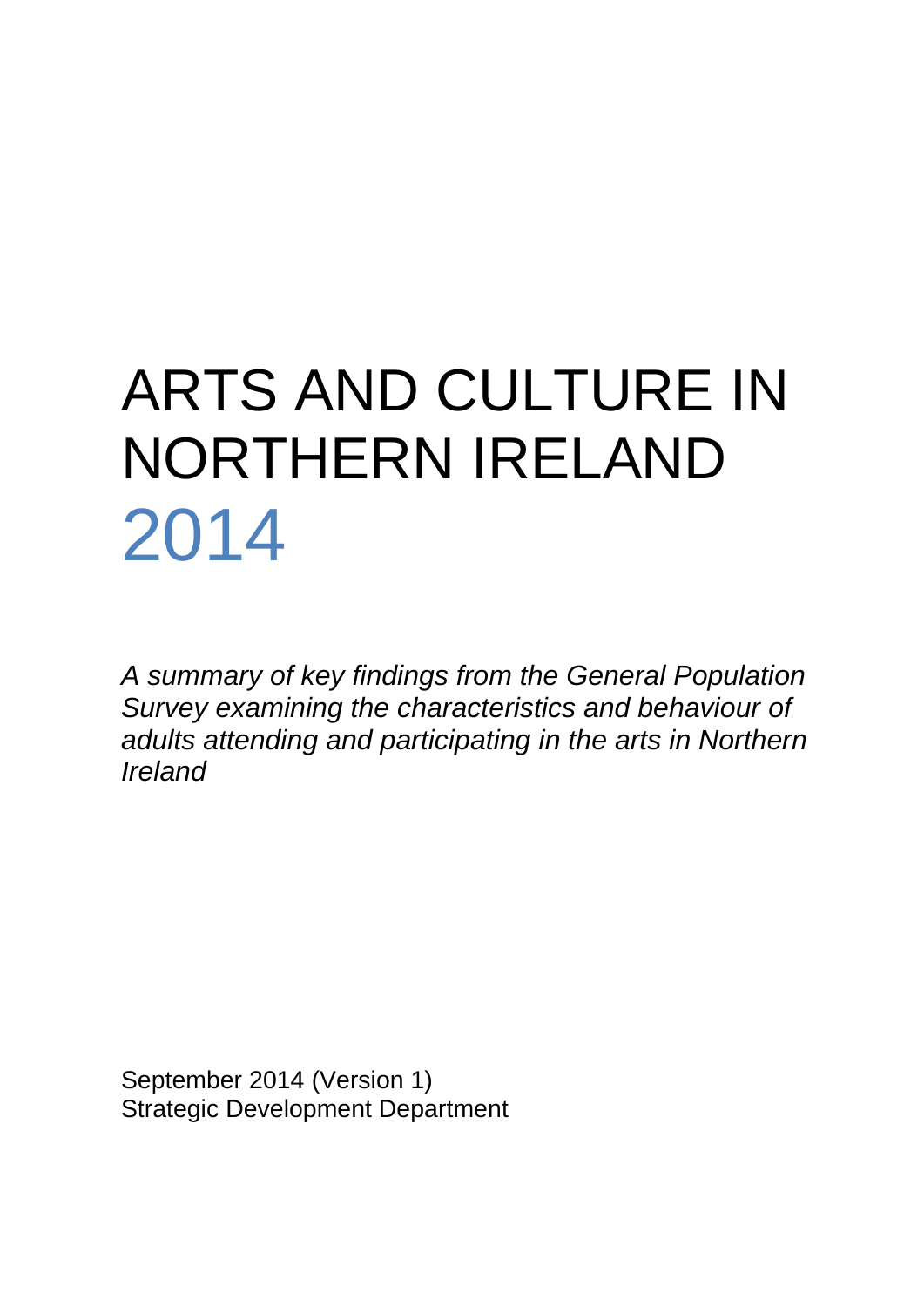# ARTS AND CULTURE IN NORTHERN IRELAND 2014

*A summary of key findings from the General Population Survey examining the characteristics and behaviour of adults attending and participating in the arts in Northern Ireland*

September 2014 (Version 1)
Strategic Development Department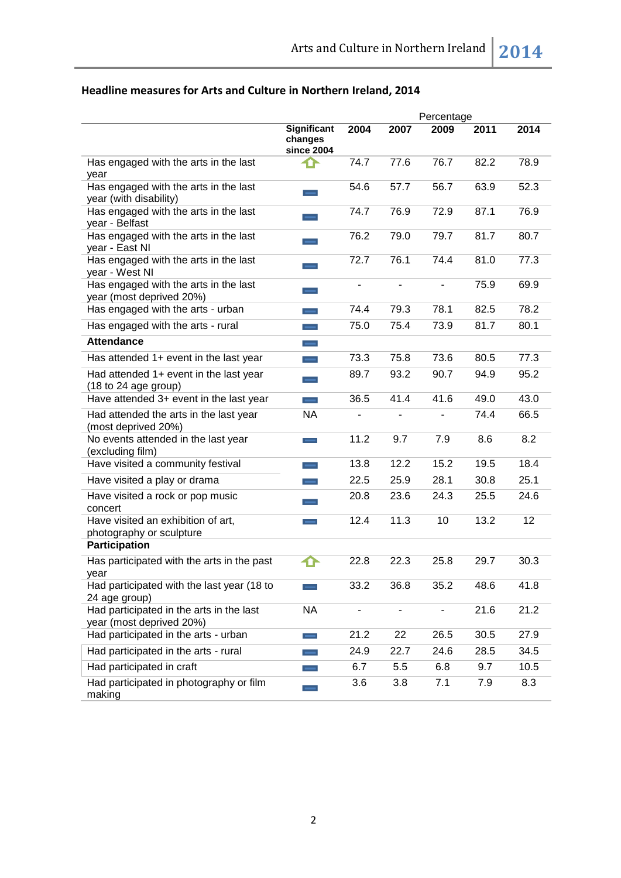**Headline measures for Arts and Culture in Northern Ireland, 2014**

| | Significant changes since 2004 | 2004 | 2007 | 2009 | 2011 | 2014 |
|---|---|---|---|---|---|---|
| | | Percentage | | | | |
| Has engaged with the arts in the last year | ⇧ | 74.7 | 77.6 | 76.7 | 82.2 | 78.9 |
| Has engaged with the arts in the last year (with disability) | ▬ | 54.6 | 57.7 | 56.7 | 63.9 | 52.3 |
| Has engaged with the arts in the last year - Belfast | ▬ | 74.7 | 76.9 | 72.9 | 87.1 | 76.9 |
| Has engaged with the arts in the last year - East NI | ▬ | 76.2 | 79.0 | 79.7 | 81.7 | 80.7 |
| Has engaged with the arts in the last year - West NI | ▬ | 72.7 | 76.1 | 74.4 | 81.0 | 77.3 |
| Has engaged with the arts in the last year (most deprived 20%) | ▬ | - | - | - | 75.9 | 69.9 |
| Has engaged with the arts - urban | ▬ | 74.4 | 79.3 | 78.1 | 82.5 | 78.2 |
| Has engaged with the arts - rural | ▬ | 75.0 | 75.4 | 73.9 | 81.7 | 80.1 |
| **Attendance** | ▬ | | | | | |
| Has attended 1+ event in the last year | ▬ | 73.3 | 75.8 | 73.6 | 80.5 | 77.3 |
| Had attended 1+ event in the last year (18 to 24 age group) | ▬ | 89.7 | 93.2 | 90.7 | 94.9 | 95.2 |
| Have attended 3+ event in the last year | ▬ | 36.5 | 41.4 | 41.6 | 49.0 | 43.0 |
| Had attended the arts in the last year (most deprived 20%) | NA | - | - | - | 74.4 | 66.5 |
| No events attended in the last year (excluding film) | ▬ | 11.2 | 9.7 | 7.9 | 8.6 | 8.2 |
| Have visited a community festival | ▬ | 13.8 | 12.2 | 15.2 | 19.5 | 18.4 |
| Have visited a play or drama | ▬ | 22.5 | 25.9 | 28.1 | 30.8 | 25.1 |
| Have visited a rock or pop music concert | ▬ | 20.8 | 23.6 | 24.3 | 25.5 | 24.6 |
| Have visited an exhibition of art, photography or sculpture | ▬ | 12.4 | 11.3 | 10 | 13.2 | 12 |
| **Participation** | | | | | | |
| Has participated with the arts in the past year | ⇧ | 22.8 | 22.3 | 25.8 | 29.7 | 30.3 |
| Had participated with the last year (18 to 24 age group) | ▬ | 33.2 | 36.8 | 35.2 | 48.6 | 41.8 |
| Had participated in the arts in the last year (most deprived 20%) | NA | - | - | - | 21.6 | 21.2 |
| Had participated in the arts - urban | ▬ | 21.2 | 22 | 26.5 | 30.5 | 27.9 |
| Had participated in the arts - rural | ▬ | 24.9 | 22.7 | 24.6 | 28.5 | 34.5 |
| Had participated in craft | ▬ | 6.7 | 5.5 | 6.8 | 9.7 | 10.5 |
| Had participated in photography or film making | ▬ | 3.6 | 3.8 | 7.1 | 7.9 | 8.3 |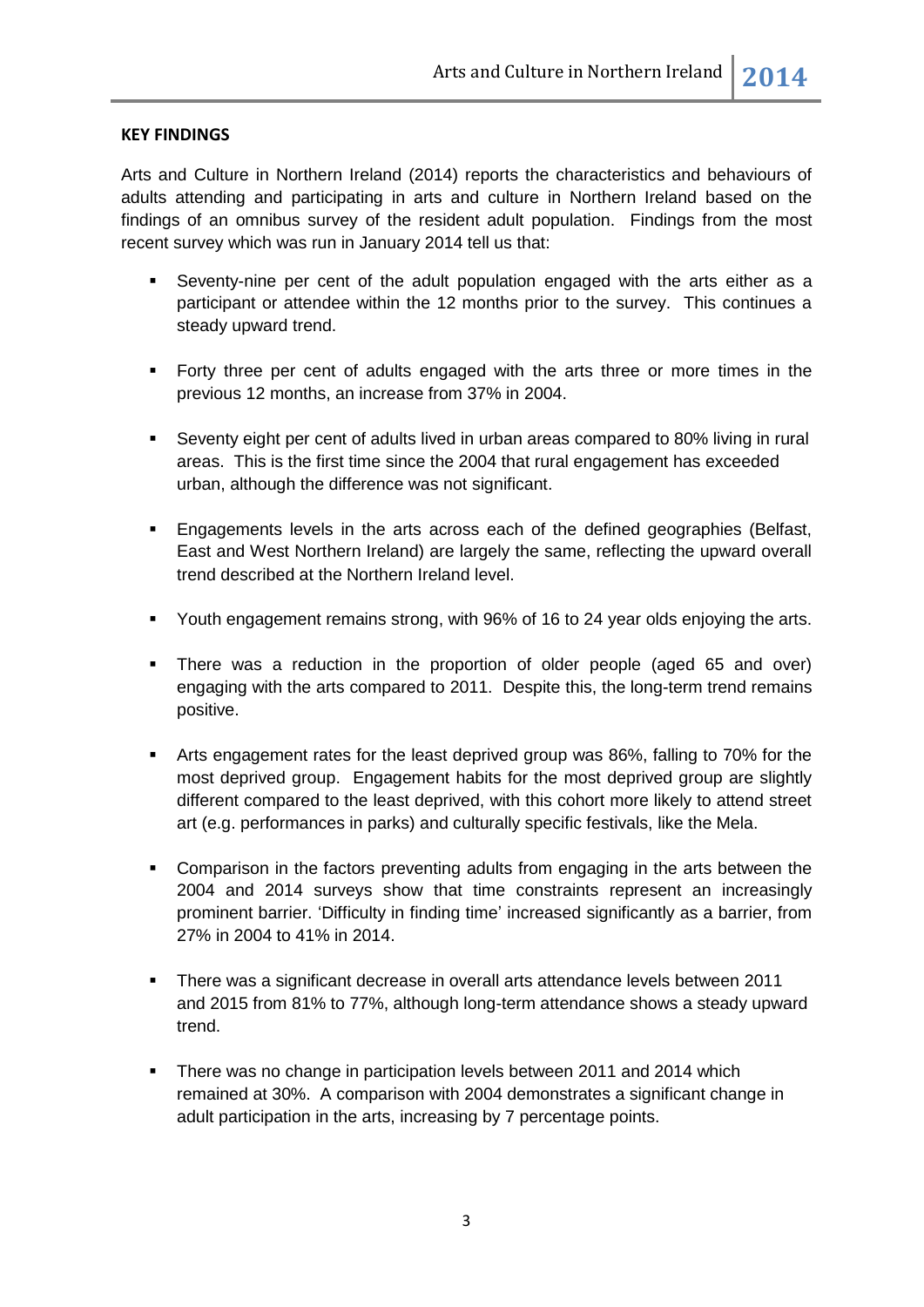**KEY FINDINGS**

Arts and Culture in Northern Ireland (2014) reports the characteristics and behaviours of adults attending and participating in arts and culture in Northern Ireland based on the findings of an omnibus survey of the resident adult population. Findings from the most recent survey which was run in January 2014 tell us that:

- Seventy-nine per cent of the adult population engaged with the arts either as a participant or attendee within the 12 months prior to the survey. This continues a steady upward trend.
- Forty three per cent of adults engaged with the arts three or more times in the previous 12 months, an increase from 37% in 2004.
- Seventy eight per cent of adults lived in urban areas compared to 80% living in rural areas. This is the first time since the 2004 that rural engagement has exceeded urban, although the difference was not significant.
- Engagements levels in the arts across each of the defined geographies (Belfast, East and West Northern Ireland) are largely the same, reflecting the upward overall trend described at the Northern Ireland level.
- Youth engagement remains strong, with 96% of 16 to 24 year olds enjoying the arts.
- There was a reduction in the proportion of older people (aged 65 and over) engaging with the arts compared to 2011. Despite this, the long-term trend remains positive.
- Arts engagement rates for the least deprived group was 86%, falling to 70% for the most deprived group. Engagement habits for the most deprived group are slightly different compared to the least deprived, with this cohort more likely to attend street art (e.g. performances in parks) and culturally specific festivals, like the Mela.
- Comparison in the factors preventing adults from engaging in the arts between the 2004 and 2014 surveys show that time constraints represent an increasingly prominent barrier. 'Difficulty in finding time' increased significantly as a barrier, from 27% in 2004 to 41% in 2014.
- There was a significant decrease in overall arts attendance levels between 2011 and 2015 from 81% to 77%, although long-term attendance shows a steady upward trend.
- There was no change in participation levels between 2011 and 2014 which remained at 30%. A comparison with 2004 demonstrates a significant change in adult participation in the arts, increasing by 7 percentage points.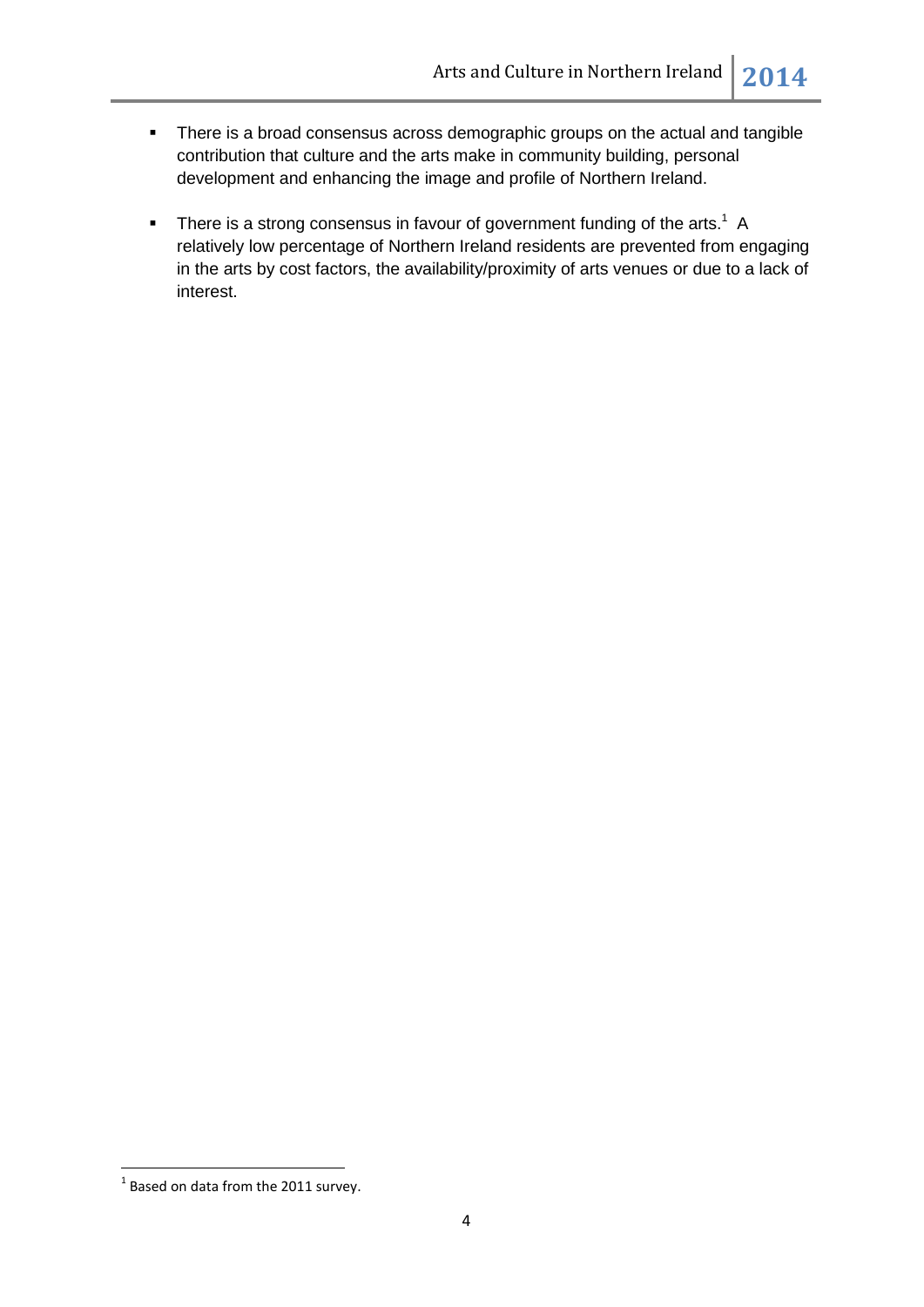- There is a broad consensus across demographic groups on the actual and tangible contribution that culture and the arts make in community building, personal development and enhancing the image and profile of Northern Ireland.

- There is a strong consensus in favour of government funding of the arts.[1] A relatively low percentage of Northern Ireland residents are prevented from engaging in the arts by cost factors, the availability/proximity of arts venues or due to a lack of interest.

[1] Based on data from the 2011 survey.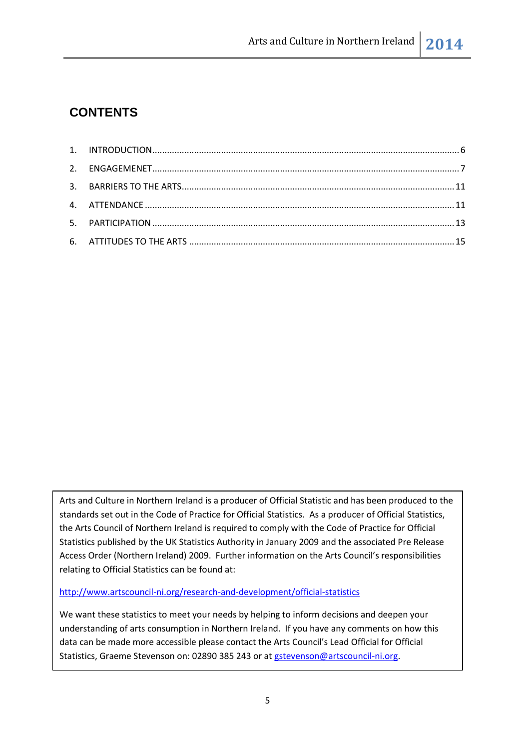## CONTENTS

1. INTRODUCTION........................................................................................................................... 6
2. ENGAGEMENET........................................................................................................................... 7
3. BARRIERS TO THE ARTS.............................................................................................................. 11
4. ATTENDANCE ............................................................................................................................ 11
5. PARTICIPATION ......................................................................................................................... 13
6. ATTITUDES TO THE ARTS ........................................................................................................... 15

Arts and Culture in Northern Ireland is a producer of Official Statistic and has been produced to the standards set out in the Code of Practice for Official Statistics. As a producer of Official Statistics, the Arts Council of Northern Ireland is required to comply with the Code of Practice for Official Statistics published by the UK Statistics Authority in January 2009 and the associated Pre Release Access Order (Northern Ireland) 2009. Further information on the Arts Council's responsibilities relating to Official Statistics can be found at:

http://www.artscouncil-ni.org/research-and-development/official-statistics

We want these statistics to meet your needs by helping to inform decisions and deepen your understanding of arts consumption in Northern Ireland. If you have any comments on how this data can be made more accessible please contact the Arts Council's Lead Official for Official Statistics, Graeme Stevenson on: 02890 385 243 or at gstevenson@artscouncil-ni.org.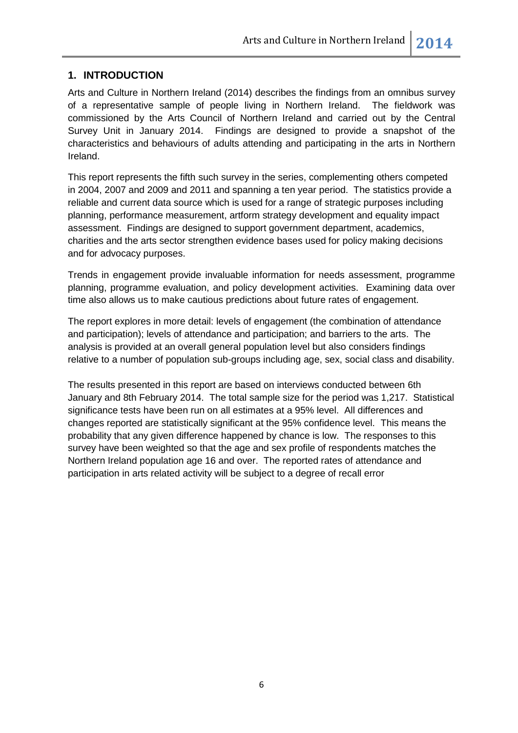## 1. INTRODUCTION

Arts and Culture in Northern Ireland (2014) describes the findings from an omnibus survey of a representative sample of people living in Northern Ireland. The fieldwork was commissioned by the Arts Council of Northern Ireland and carried out by the Central Survey Unit in January 2014. Findings are designed to provide a snapshot of the characteristics and behaviours of adults attending and participating in the arts in Northern Ireland.

This report represents the fifth such survey in the series, complementing others competed in 2004, 2007 and 2009 and 2011 and spanning a ten year period. The statistics provide a reliable and current data source which is used for a range of strategic purposes including planning, performance measurement, artform strategy development and equality impact assessment. Findings are designed to support government department, academics, charities and the arts sector strengthen evidence bases used for policy making decisions and for advocacy purposes.

Trends in engagement provide invaluable information for needs assessment, programme planning, programme evaluation, and policy development activities. Examining data over time also allows us to make cautious predictions about future rates of engagement.

The report explores in more detail: levels of engagement (the combination of attendance and participation); levels of attendance and participation; and barriers to the arts. The analysis is provided at an overall general population level but also considers findings relative to a number of population sub-groups including age, sex, social class and disability.

The results presented in this report are based on interviews conducted between 6th January and 8th February 2014. The total sample size for the period was 1,217. Statistical significance tests have been run on all estimates at a 95% level. All differences and changes reported are statistically significant at the 95% confidence level. This means the probability that any given difference happened by chance is low. The responses to this survey have been weighted so that the age and sex profile of respondents matches the Northern Ireland population age 16 and over. The reported rates of attendance and participation in arts related activity will be subject to a degree of recall error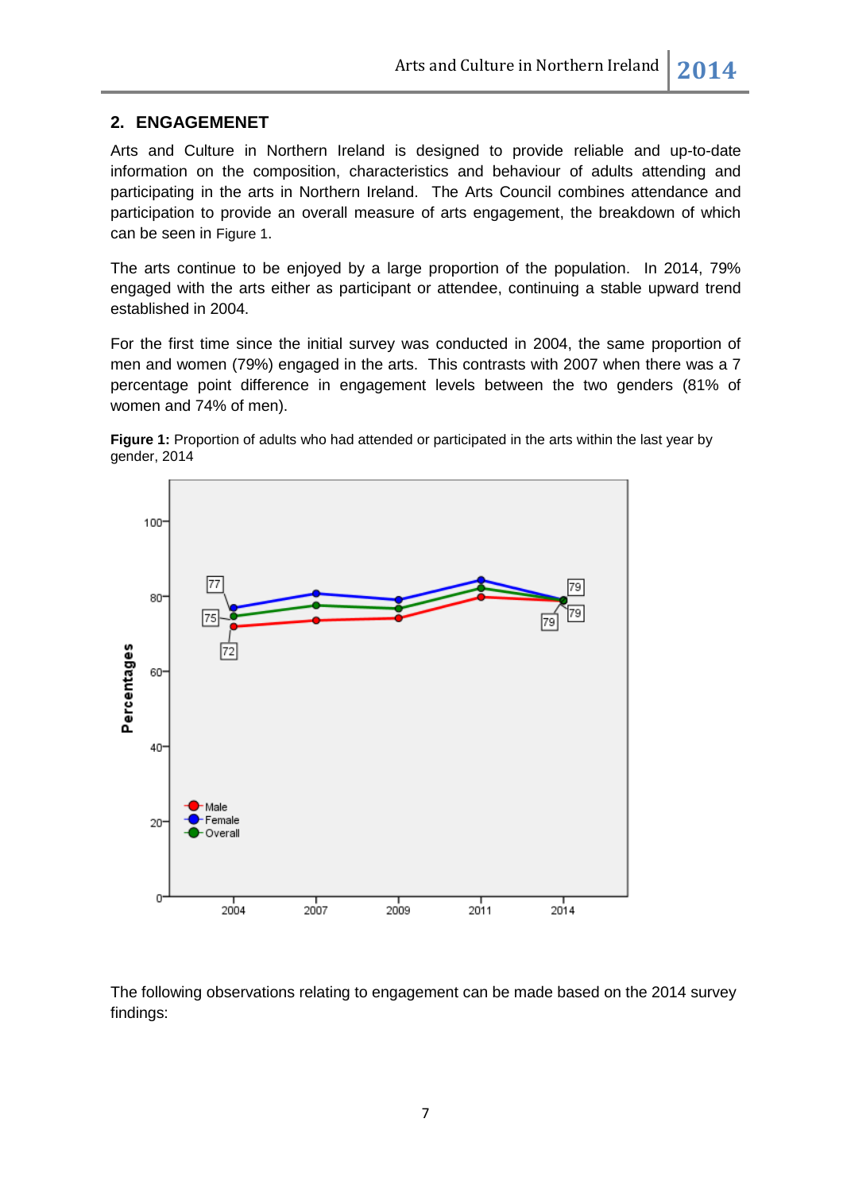## 2. ENGAGEMENET

Arts and Culture in Northern Ireland is designed to provide reliable and up-to-date information on the composition, characteristics and behaviour of adults attending and participating in the arts in Northern Ireland. The Arts Council combines attendance and participation to provide an overall measure of arts engagement, the breakdown of which can be seen in Figure 1.

The arts continue to be enjoyed by a large proportion of the population. In 2014, 79% engaged with the arts either as participant or attendee, continuing a stable upward trend established in 2004.

For the first time since the initial survey was conducted in 2004, the same proportion of men and women (79%) engaged in the arts. This contrasts with 2007 when there was a 7 percentage point difference in engagement levels between the two genders (81% of women and 74% of men).

**Figure 1:** Proportion of adults who had attended or participated in the arts within the last year by gender, 2014

The following observations relating to engagement can be made based on the 2014 survey findings: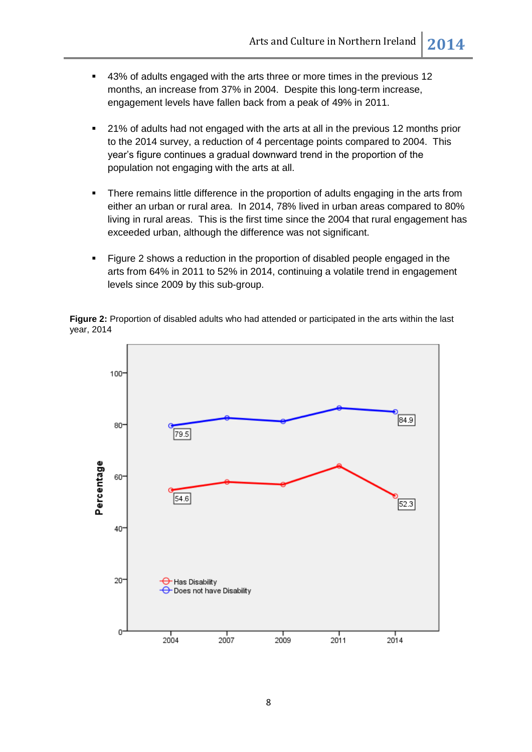- 43% of adults engaged with the arts three or more times in the previous 12 months, an increase from 37% in 2004. Despite this long-term increase, engagement levels have fallen back from a peak of 49% in 2011.

- 21% of adults had not engaged with the arts at all in the previous 12 months prior to the 2014 survey, a reduction of 4 percentage points compared to 2004. This year's figure continues a gradual downward trend in the proportion of the population not engaging with the arts at all.

- There remains little difference in the proportion of adults engaging in the arts from either an urban or rural area. In 2014, 78% lived in urban areas compared to 80% living in rural areas. This is the first time since the 2004 that rural engagement has exceeded urban, although the difference was not significant.

- Figure 2 shows a reduction in the proportion of disabled people engaged in the arts from 64% in 2011 to 52% in 2014, continuing a volatile trend in engagement levels since 2009 by this sub-group.

**Figure 2:** Proportion of disabled adults who had attended or participated in the arts within the last year, 2014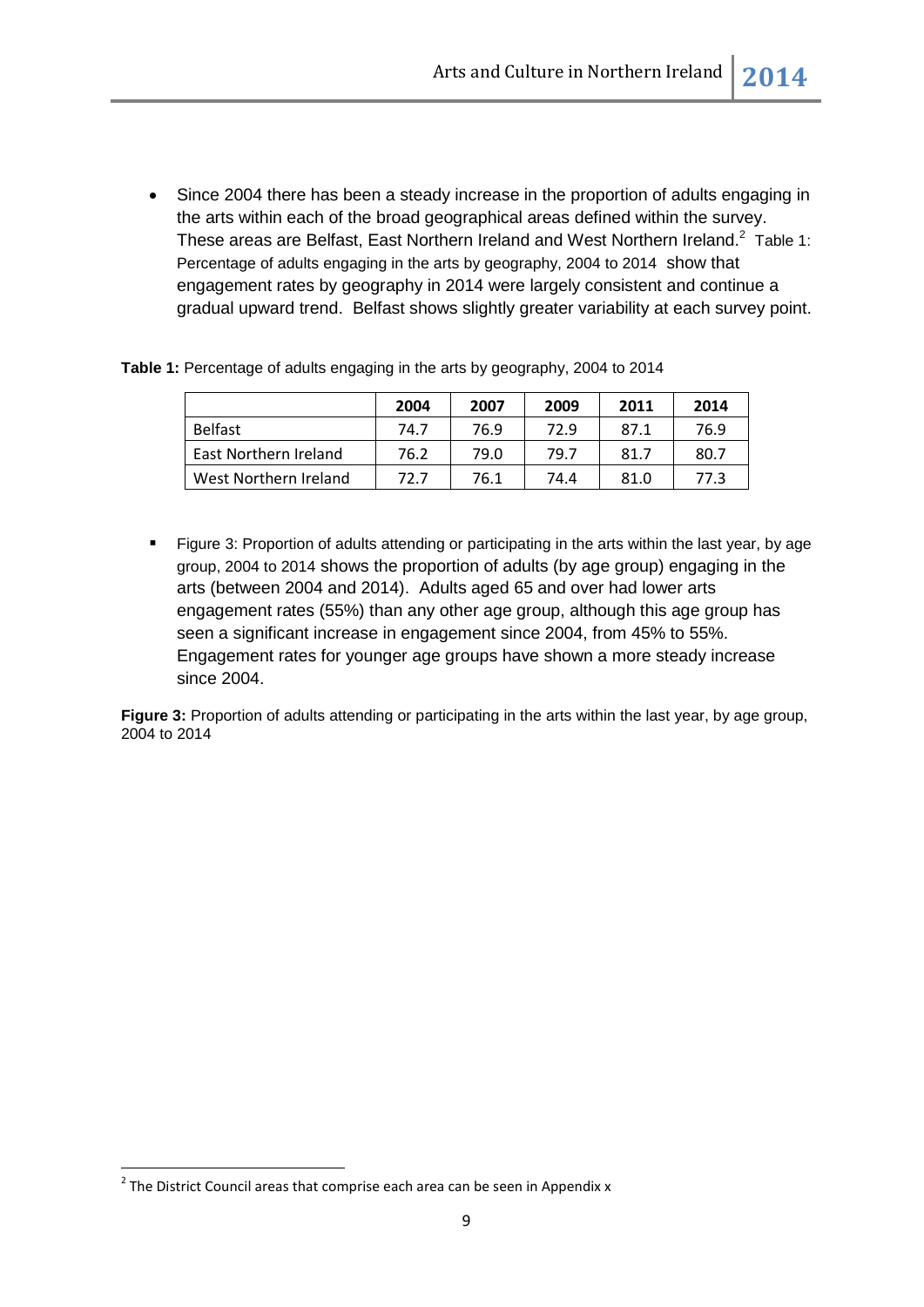- Since 2004 there has been a steady increase in the proportion of adults engaging in the arts within each of the broad geographical areas defined within the survey. These areas are Belfast, East Northern Ireland and West Northern Ireland.[2] Table 1: Percentage of adults engaging in the arts by geography, 2004 to 2014 show that engagement rates by geography in 2014 were largely consistent and continue a gradual upward trend. Belfast shows slightly greater variability at each survey point.

**Table 1:** Percentage of adults engaging in the arts by geography, 2004 to 2014

| | 2004 | 2007 | 2009 | 2011 | 2014 |
|---|---|---|---|---|---|
| Belfast | 74.7 | 76.9 | 72.9 | 87.1 | 76.9 |
| East Northern Ireland | 76.2 | 79.0 | 79.7 | 81.7 | 80.7 |
| West Northern Ireland | 72.7 | 76.1 | 74.4 | 81.0 | 77.3 |

- Figure 3: Proportion of adults attending or participating in the arts within the last year, by age group, 2004 to 2014 shows the proportion of adults (by age group) engaging in the arts (between 2004 and 2014). Adults aged 65 and over had lower arts engagement rates (55%) than any other age group, although this age group has seen a significant increase in engagement since 2004, from 45% to 55%. Engagement rates for younger age groups have shown a more steady increase since 2004.

**Figure 3:** Proportion of adults attending or participating in the arts within the last year, by age group, 2004 to 2014

[2] The District Council areas that comprise each area can be seen in Appendix x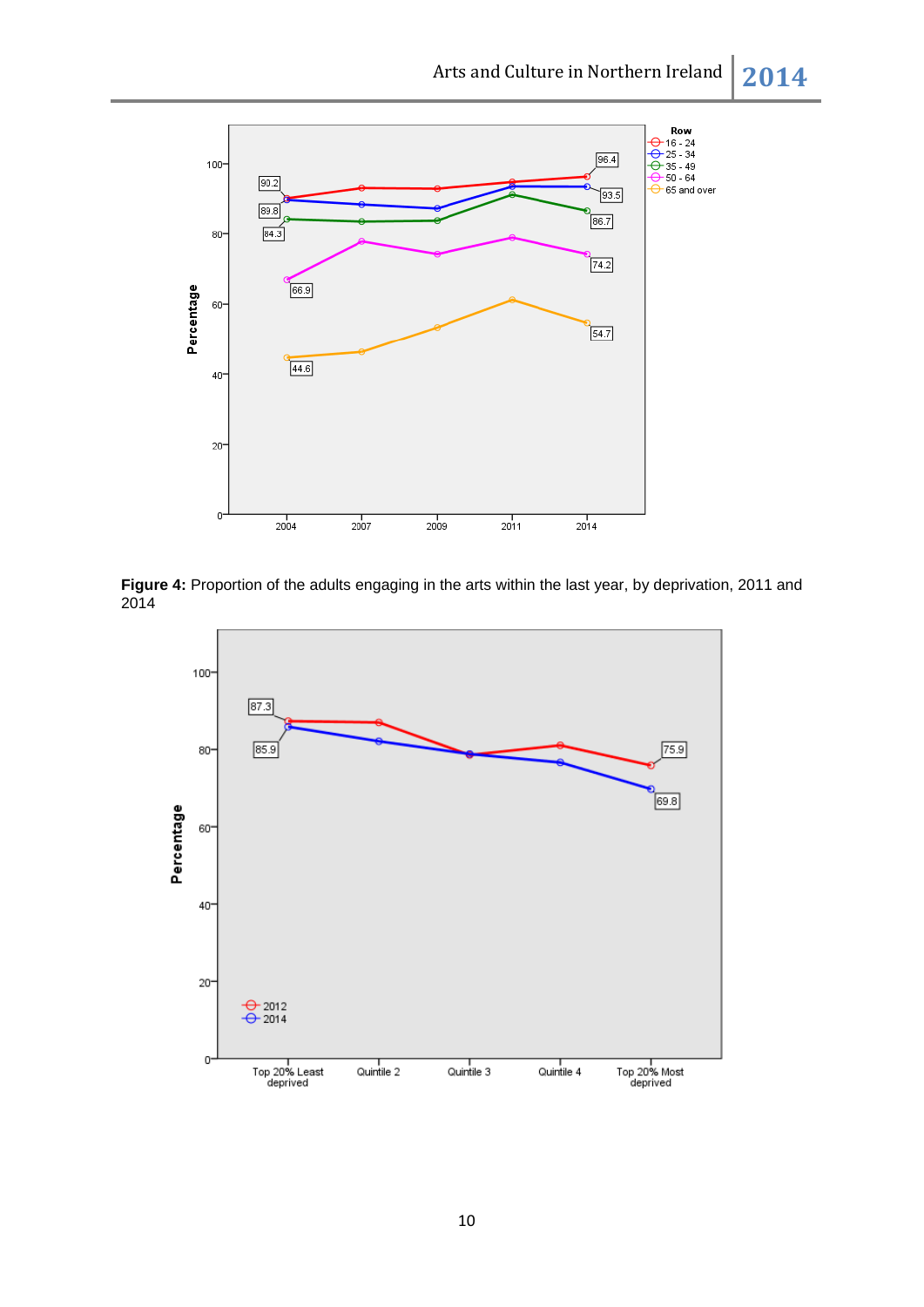**Figure 4:** Proportion of the adults engaging in the arts within the last year, by deprivation, 2011 and 2014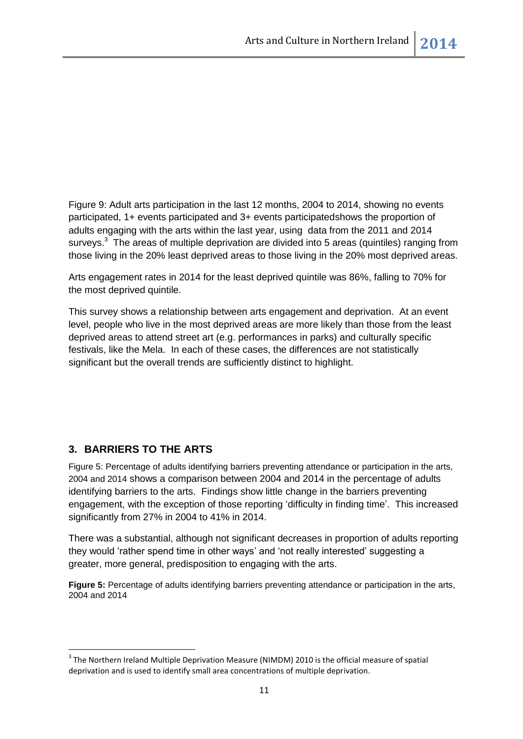Figure 9: Adult arts participation in the last 12 months, 2004 to 2014, showing no events participated, 1+ events participated and 3+ events participatedshows the proportion of adults engaging with the arts within the last year, using data from the 2011 and 2014 surveys.[3] The areas of multiple deprivation are divided into 5 areas (quintiles) ranging from those living in the 20% least deprived areas to those living in the 20% most deprived areas.

Arts engagement rates in 2014 for the least deprived quintile was 86%, falling to 70% for the most deprived quintile.

This survey shows a relationship between arts engagement and deprivation. At an event level, people who live in the most deprived areas are more likely than those from the least deprived areas to attend street art (e.g. performances in parks) and culturally specific festivals, like the Mela. In each of these cases, the differences are not statistically significant but the overall trends are sufficiently distinct to highlight.

## 3. BARRIERS TO THE ARTS

Figure 5: Percentage of adults identifying barriers preventing attendance or participation in the arts, 2004 and 2014 shows a comparison between 2004 and 2014 in the percentage of adults identifying barriers to the arts. Findings show little change in the barriers preventing engagement, with the exception of those reporting 'difficulty in finding time'. This increased significantly from 27% in 2004 to 41% in 2014.

There was a substantial, although not significant decreases in proportion of adults reporting they would 'rather spend time in other ways' and 'not really interested' suggesting a greater, more general, predisposition to engaging with the arts.

**Figure 5:** Percentage of adults identifying barriers preventing attendance or participation in the arts, 2004 and 2014

[3] The Northern Ireland Multiple Deprivation Measure (NIMDM) 2010 is the official measure of spatial deprivation and is used to identify small area concentrations of multiple deprivation.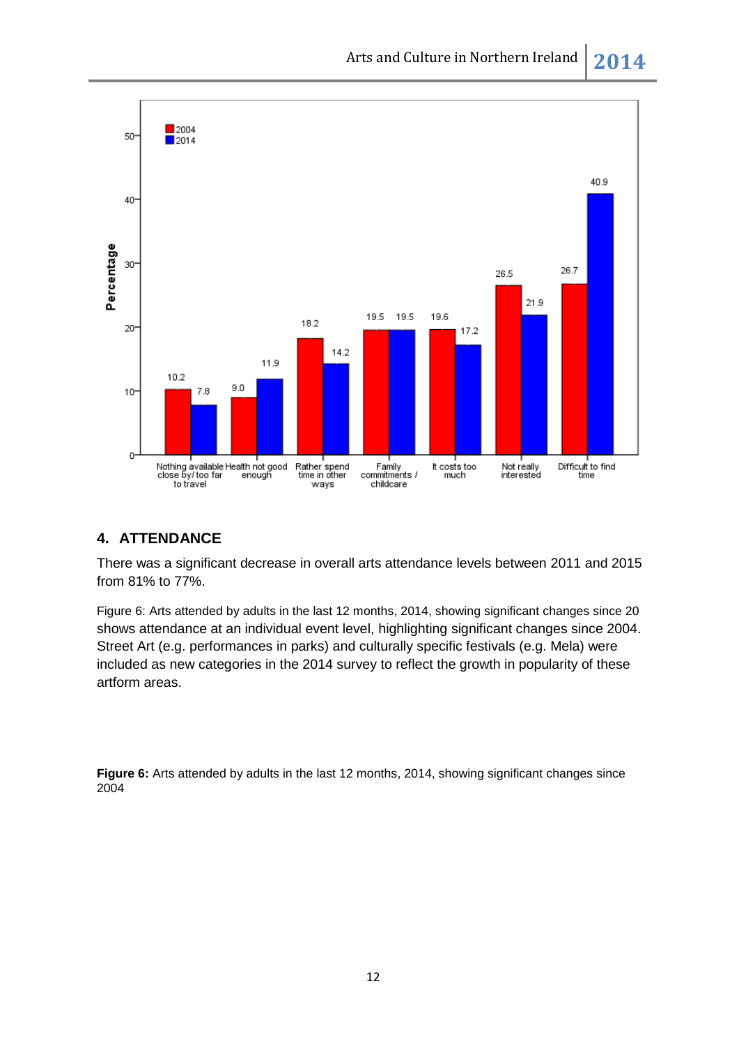| | Nothing available close by/ too far to travel | Health not good enough | Rather spend time in other ways | Family commitments / childcare | It costs too much | Not really interested | Difficult to find time |
|---|---|---|---|---|---|---|---|
| 2004 | 10.2 | 9.0 | 18.2 | 19.5 | 19.6 | 26.5 | 26.7 |
| 2014 | 7.8 | 11.9 | 14.2 | 19.5 | 17.2 | 21.9 | 40.9 |

## 4. ATTENDANCE

There was a significant decrease in overall arts attendance levels between 2011 and 2015 from 81% to 77%.

Figure 6: Arts attended by adults in the last 12 months, 2014, showing significant changes since 20 shows attendance at an individual event level, highlighting significant changes since 2004. Street Art (e.g. performances in parks) and culturally specific festivals (e.g. Mela) were included as new categories in the 2014 survey to reflect the growth in popularity of these artform areas.

**Figure 6:** Arts attended by adults in the last 12 months, 2014, showing significant changes since 2004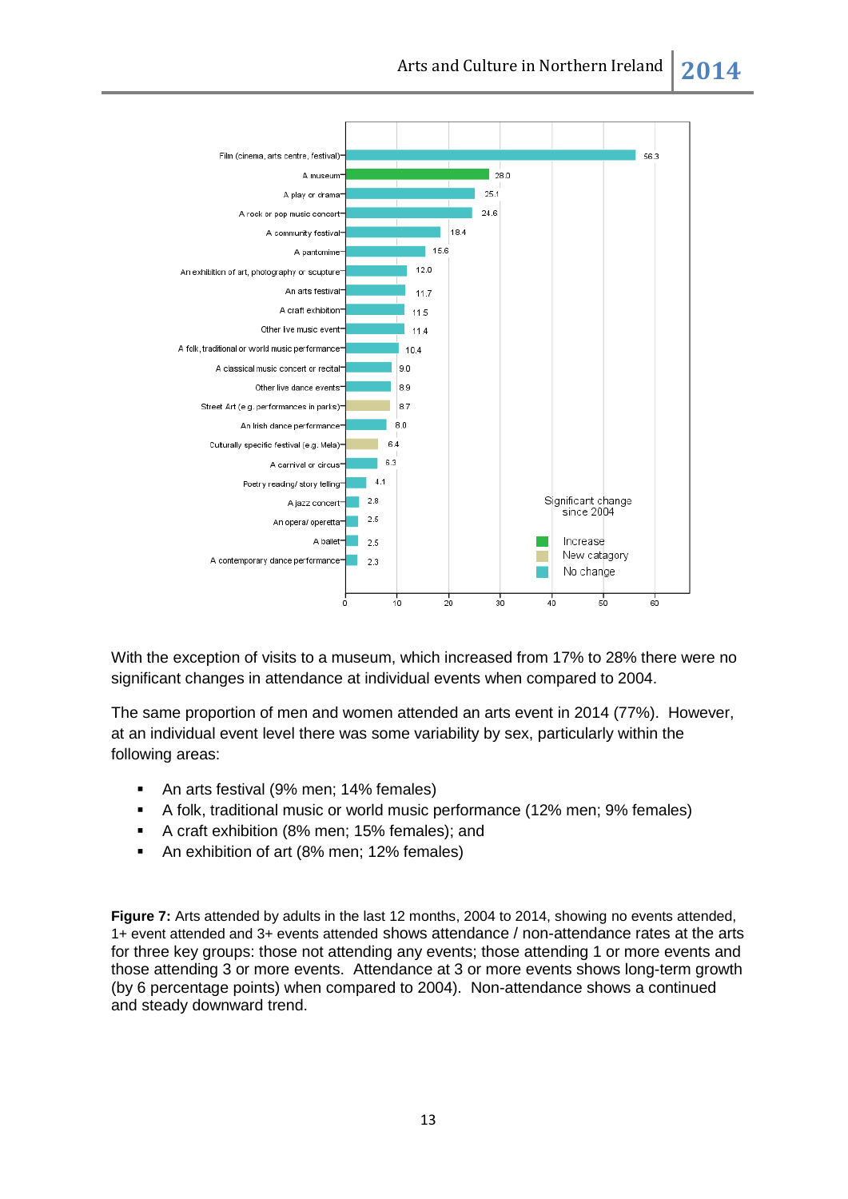| Event | % |
|---|---|
| Film (cinema, arts centre, festival) | 56.3 |
| A museum | 28.0 |
| A play or drama | 25.1 |
| A rock or pop music concert | 24.6 |
| A community festival | 18.4 |
| A pantomime | 15.6 |
| An exhibition of art, photography or scupture | 12.0 |
| An arts festival | 11.7 |
| A craft exhibition | 11.5 |
| Other live music event | 11.4 |
| A folk, traditional or world music performance | 10.4 |
| A classical music concert or recital | 9.0 |
| Other live dance events | 8.9 |
| Street Art (e.g. performances in parks) | 8.7 |
| An Irish dance performance | 8.0 |
| Culturally specific festival (e.g. Mela) | 6.4 |
| A carnival or circus | 6.3 |
| Poetry reading/ story telling | 4.1 |
| A jazz concert | 2.8 |
| An opera/ operetta | 2.5 |
| A ballet | 2.5 |
| A contemporary dance performance | 2.3 |

Significant change since 2004: Increase (A museum); New catagory (Street Art (e.g. performances in parks); Culturally specific festival (e.g. Mela)); No change (all others)

With the exception of visits to a museum, which increased from 17% to 28% there were no significant changes in attendance at individual events when compared to 2004.

The same proportion of men and women attended an arts event in 2014 (77%). However, at an individual event level there was some variability by sex, particularly within the following areas:

- An arts festival (9% men; 14% females)
- A folk, traditional or world music performance (12% men; 9% females)
- A craft exhibition (8% men; 15% females); and
- An exhibition of art (8% men; 12% females)

**Figure 7:** Arts attended by adults in the last 12 months, 2004 to 2014, showing no events attended, 1+ event attended and 3+ events attended shows attendance / non-attendance rates at the arts for three key groups: those not attending any events; those attending 1 or more events and those attending 3 or more events. Attendance at 3 or more events shows long-term growth (by 6 percentage points) when compared to 2004). Non-attendance shows a continued and steady downward trend.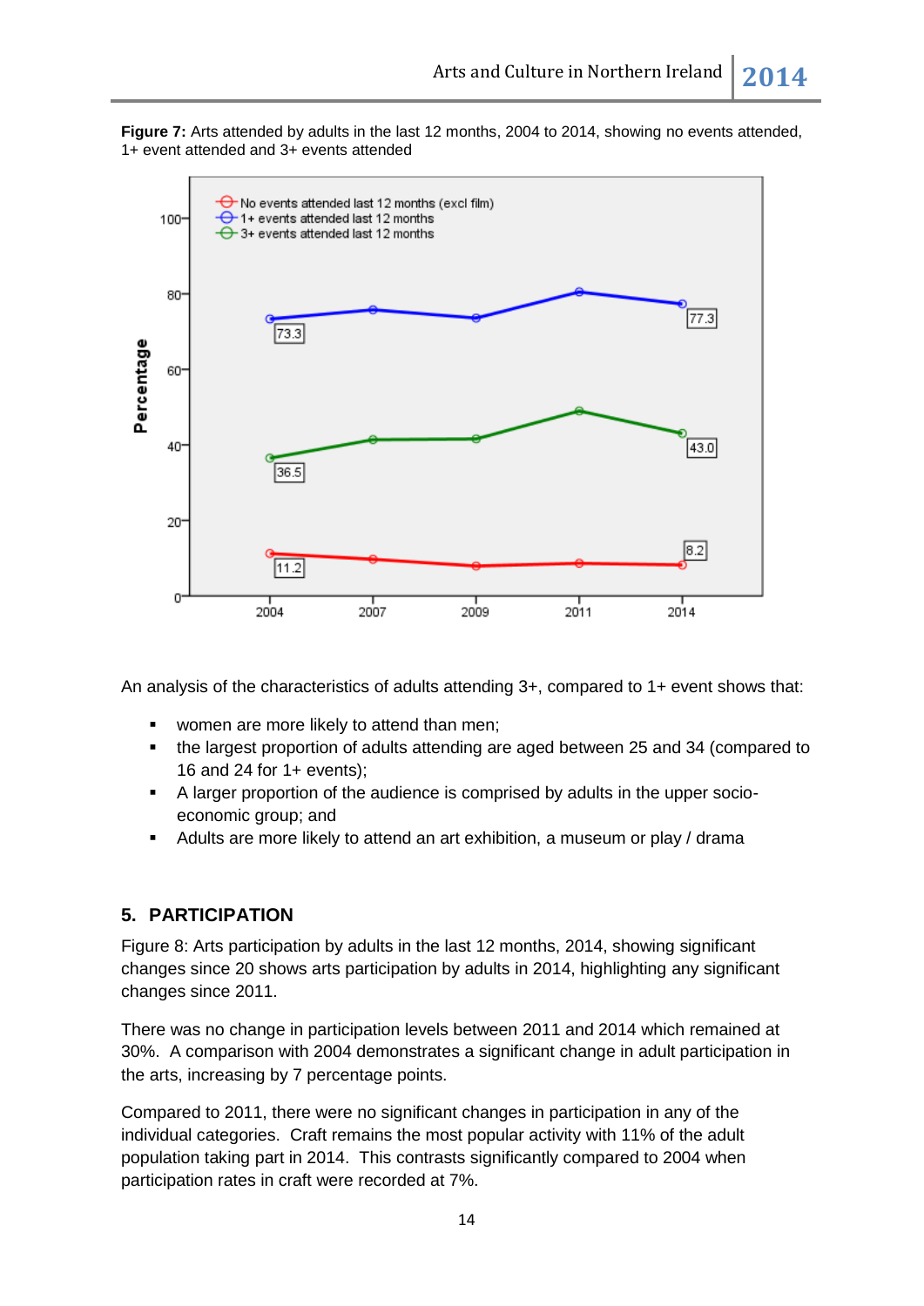**Figure 7:** Arts attended by adults in the last 12 months, 2004 to 2014, showing no events attended, 1+ event attended and 3+ events attended

An analysis of the characteristics of adults attending 3+, compared to 1+ event shows that:

- women are more likely to attend than men;
- the largest proportion of adults attending are aged between 25 and 34 (compared to 16 and 24 for 1+ events);
- A larger proportion of the audience is comprised by adults in the upper socio-economic group; and
- Adults are more likely to attend an art exhibition, a museum or play / drama

## 5. PARTICIPATION

Figure 8: Arts participation by adults in the last 12 months, 2014, showing significant changes since 20 shows arts participation by adults in 2014, highlighting any significant changes since 2011.

There was no change in participation levels between 2011 and 2014 which remained at 30%. A comparison with 2004 demonstrates a significant change in adult participation in the arts, increasing by 7 percentage points.

Compared to 2011, there were no significant changes in participation in any of the individual categories. Craft remains the most popular activity with 11% of the adult population taking part in 2014. This contrasts significantly compared to 2004 when participation rates in craft were recorded at 7%.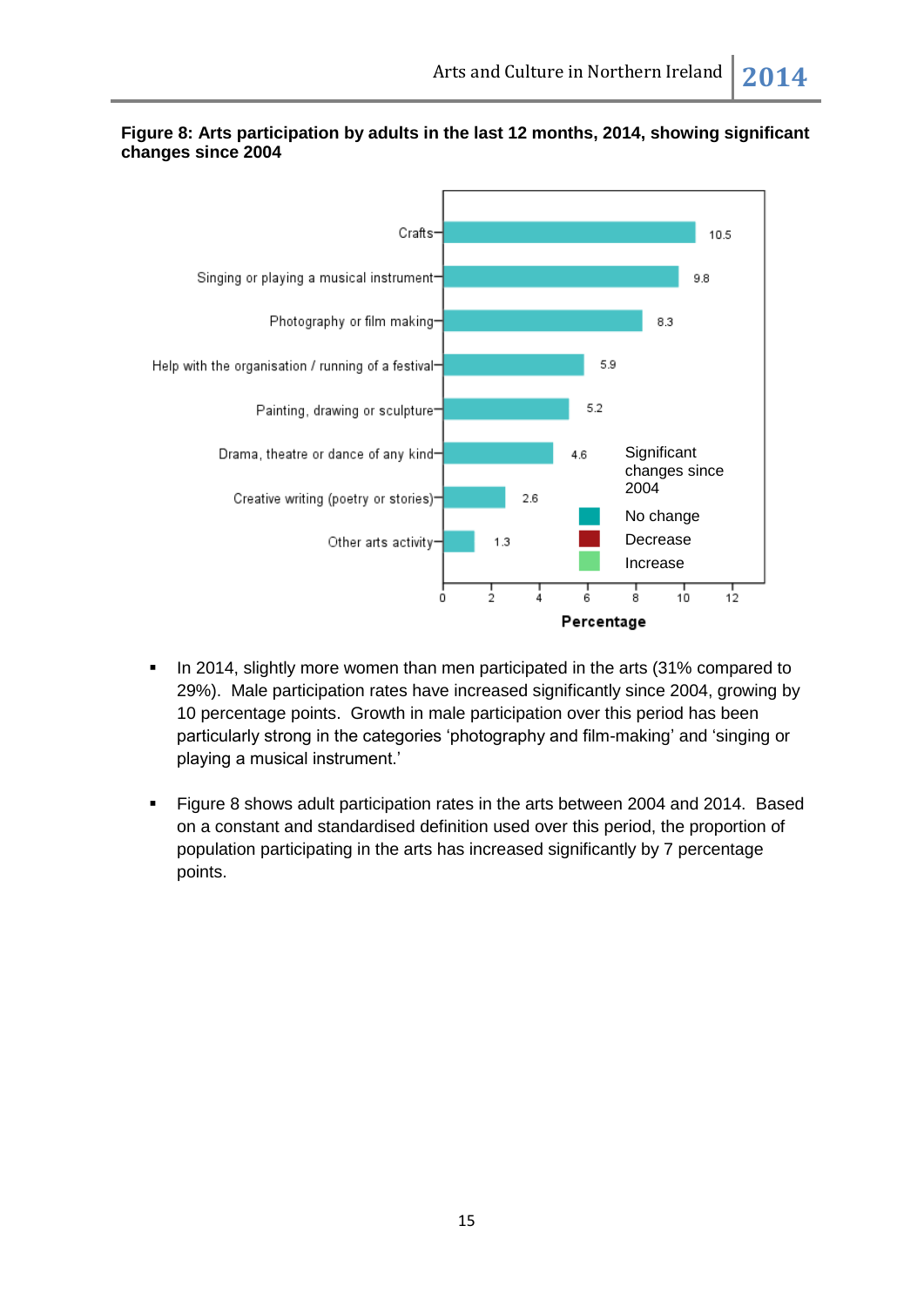**Figure 8: Arts participation by adults in the last 12 months, 2014, showing significant changes since 2004**

| Activity | Percentage |
|---|---|
| Crafts | 10.5 |
| Singing or playing a musical instrument | 9.8 |
| Photography or film making | 8.3 |
| Help with the organisation / running of a festival | 5.9 |
| Painting, drawing or sculpture | 5.2 |
| Drama, theatre or dance of any kind | 4.6 |
| Creative writing (poetry or stories) | 2.6 |
| Other arts activity | 1.3 |

Significant changes since 2004: No change / Decrease / Increase

- In 2014, slightly more women than men participated in the arts (31% compared to 29%). Male participation rates have increased significantly since 2004, growing by 10 percentage points. Growth in male participation over this period has been particularly strong in the categories 'photography and film-making' and 'singing or playing a musical instrument.'

- Figure 8 shows adult participation rates in the arts between 2004 and 2014. Based on a constant and standardised definition used over this period, the proportion of population participating in the arts has increased significantly by 7 percentage points.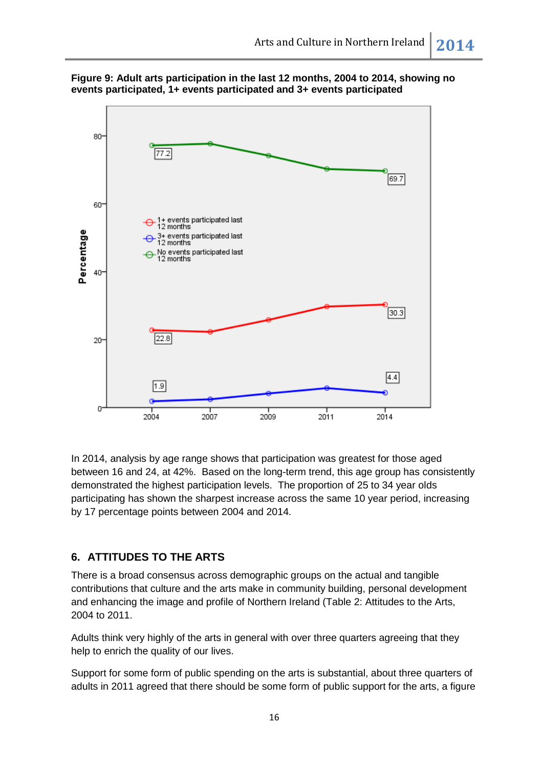**Figure 9: Adult arts participation in the last 12 months, 2004 to 2014, showing no events participated, 1+ events participated and 3+ events participated**

In 2014, analysis by age range shows that participation was greatest for those aged between 16 and 24, at 42%. Based on the long-term trend, this age group has consistently demonstrated the highest participation levels. The proportion of 25 to 34 year olds participating has shown the sharpest increase across the same 10 year period, increasing by 17 percentage points between 2004 and 2014.

## 6. ATTITUDES TO THE ARTS

There is a broad consensus across demographic groups on the actual and tangible contributions that culture and the arts make in community building, personal development and enhancing the image and profile of Northern Ireland (Table 2: Attitudes to the Arts, 2004 to 2011.

Adults think very highly of the arts in general with over three quarters agreeing that they help to enrich the quality of our lives.

Support for some form of public spending on the arts is substantial, about three quarters of adults in 2011 agreed that there should be some form of public support for the arts, a figure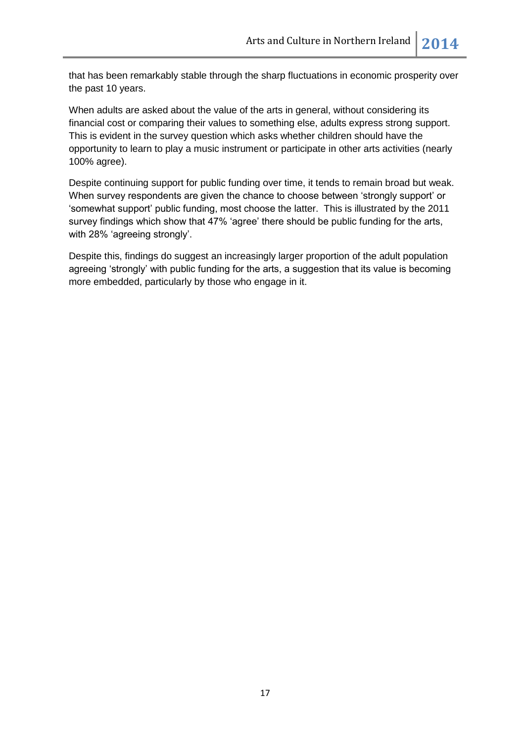that has been remarkably stable through the sharp fluctuations in economic prosperity over the past 10 years.

When adults are asked about the value of the arts in general, without considering its financial cost or comparing their values to something else, adults express strong support. This is evident in the survey question which asks whether children should have the opportunity to learn to play a music instrument or participate in other arts activities (nearly 100% agree).

Despite continuing support for public funding over time, it tends to remain broad but weak. When survey respondents are given the chance to choose between 'strongly support' or 'somewhat support' public funding, most choose the latter. This is illustrated by the 2011 survey findings which show that 47% 'agree' there should be public funding for the arts, with 28% 'agreeing strongly'.

Despite this, findings do suggest an increasingly larger proportion of the adult population agreeing 'strongly' with public funding for the arts, a suggestion that its value is becoming more embedded, particularly by those who engage in it.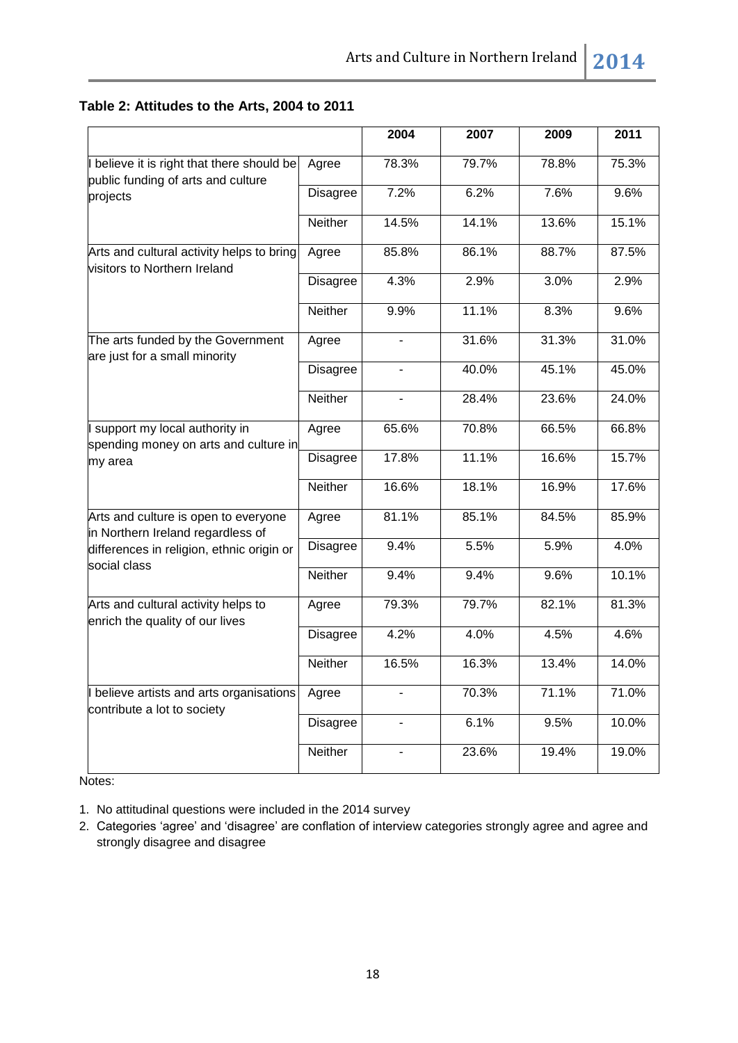**Table 2: Attitudes to the Arts, 2004 to 2011**

| | | 2004 | 2007 | 2009 | 2011 |
|---|---|---|---|---|---|
| I believe it is right that there should be public funding of arts and culture projects | Agree | 78.3% | 79.7% | 78.8% | 75.3% |
| | Disagree | 7.2% | 6.2% | 7.6% | 9.6% |
| | Neither | 14.5% | 14.1% | 13.6% | 15.1% |
| Arts and cultural activity helps to bring visitors to Northern Ireland | Agree | 85.8% | 86.1% | 88.7% | 87.5% |
| | Disagree | 4.3% | 2.9% | 3.0% | 2.9% |
| | Neither | 9.9% | 11.1% | 8.3% | 9.6% |
| The arts funded by the Government are just for a small minority | Agree | - | 31.6% | 31.3% | 31.0% |
| | Disagree | - | 40.0% | 45.1% | 45.0% |
| | Neither | - | 28.4% | 23.6% | 24.0% |
| I support my local authority in spending money on arts and culture in my area | Agree | 65.6% | 70.8% | 66.5% | 66.8% |
| | Disagree | 17.8% | 11.1% | 16.6% | 15.7% |
| | Neither | 16.6% | 18.1% | 16.9% | 17.6% |
| Arts and culture is open to everyone in Northern Ireland regardless of differences in religion, ethnic origin or social class | Agree | 81.1% | 85.1% | 84.5% | 85.9% |
| | Disagree | 9.4% | 5.5% | 5.9% | 4.0% |
| | Neither | 9.4% | 9.4% | 9.6% | 10.1% |
| Arts and cultural activity helps to enrich the quality of our lives | Agree | 79.3% | 79.7% | 82.1% | 81.3% |
| | Disagree | 4.2% | 4.0% | 4.5% | 4.6% |
| | Neither | 16.5% | 16.3% | 13.4% | 14.0% |
| I believe artists and arts organisations contribute a lot to society | Agree | - | 70.3% | 71.1% | 71.0% |
| | Disagree | - | 6.1% | 9.5% | 10.0% |
| | Neither | - | 23.6% | 19.4% | 19.0% |

Notes:

1. No attitudinal questions were included in the 2014 survey
2. Categories 'agree' and 'disagree' are conflation of interview categories strongly agree and agree and strongly disagree and disagree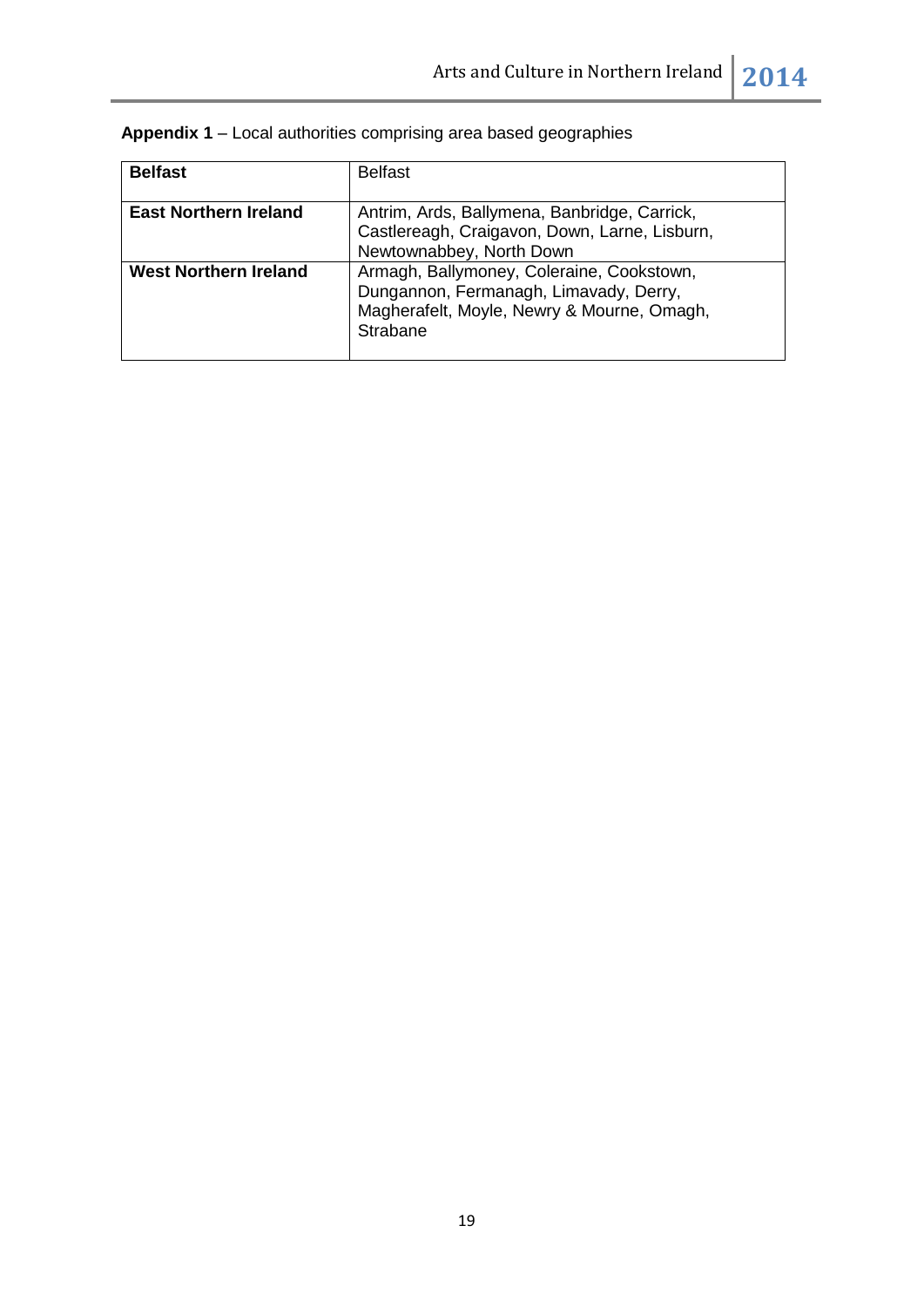**Appendix 1** – Local authorities comprising area based geographies

| | |
|---|---|
| **Belfast** | Belfast |
| **East Northern Ireland** | Antrim, Ards, Ballymena, Banbridge, Carrick, Castlereagh, Craigavon, Down, Larne, Lisburn, Newtownabbey, North Down |
| **West Northern Ireland** | Armagh, Ballymoney, Coleraine, Cookstown, Dungannon, Fermanagh, Limavady, Derry, Magherafelt, Moyle, Newry & Mourne, Omagh, Strabane |